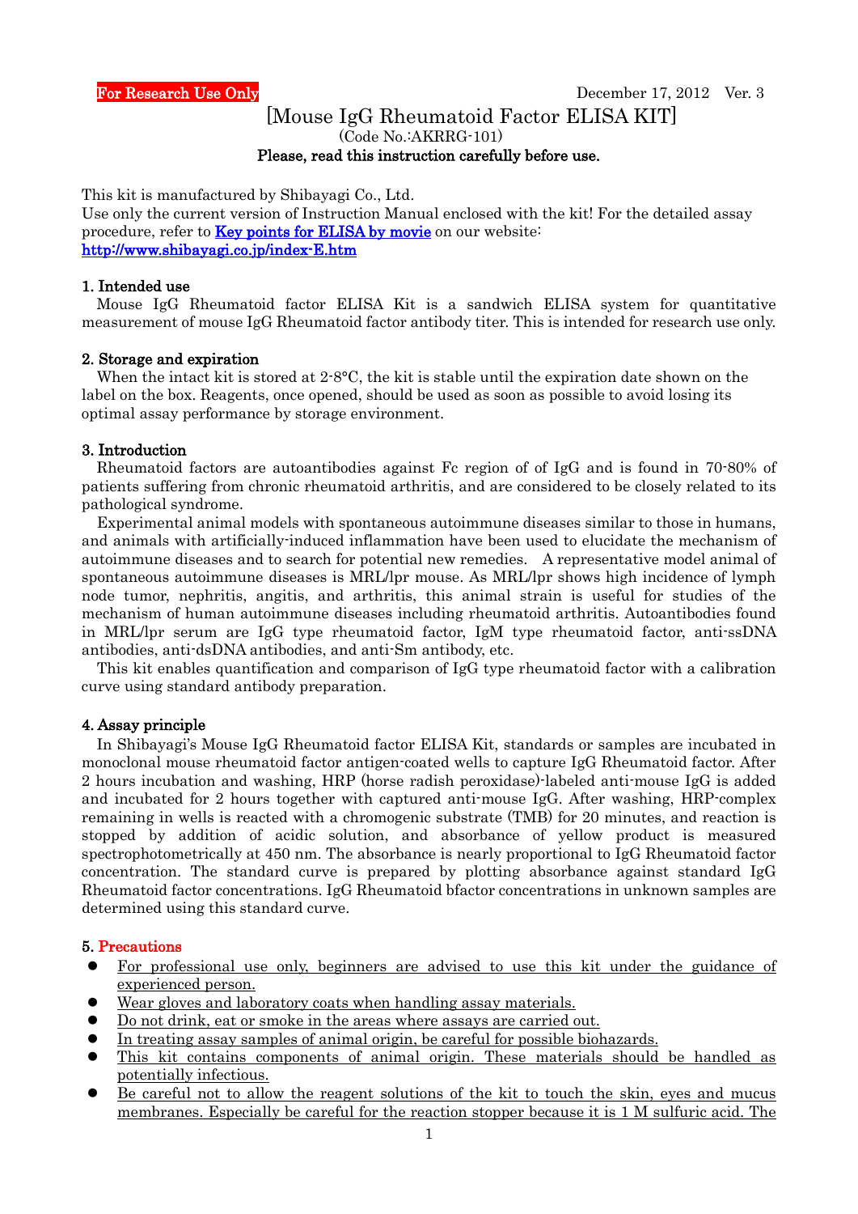For Research Use Only

December 17, 2012 Ver. 3

# [Mouse IgG Rheumatoid Factor ELISA KIT]

(Code No.:AKRRG-101)

**Please, read this instruction carefully before use.**

This kit is manufactured by Shibayagi Co., Ltd.
Use only the current version of Instruction Manual enclosed with the kit! For the detailed assay procedure, refer to [Key points for ELISA by movie](http://www.shibayagi.co.jp/index-E.htm) on our website:
http://www.shibayagi.co.jp/index-E.htm

## 1. Intended use

Mouse IgG Rheumatoid factor ELISA Kit is a sandwich ELISA system for quantitative measurement of mouse IgG Rheumatoid factor antibody titer. This is intended for research use only.

## 2. Storage and expiration

When the intact kit is stored at 2-8°C, the kit is stable until the expiration date shown on the label on the box. Reagents, once opened, should be used as soon as possible to avoid losing its optimal assay performance by storage environment.

## 3. Introduction

Rheumatoid factors are autoantibodies against Fc region of of IgG and is found in 70-80% of patients suffering from chronic rheumatoid arthritis, and are considered to be closely related to its pathological syndrome.

Experimental animal models with spontaneous autoimmune diseases similar to those in humans, and animals with artificially-induced inflammation have been used to elucidate the mechanism of autoimmune diseases and to search for potential new remedies. A representative model animal of spontaneous autoimmune diseases is MRL/lpr mouse. As MRL/lpr shows high incidence of lymph node tumor, nephritis, angitis, and arthritis, this animal strain is useful for studies of the mechanism of human autoimmune diseases including rheumatoid arthritis. Autoantibodies found in MRL/lpr serum are IgG type rheumatoid factor, IgM type rheumatoid factor, anti-ssDNA antibodies, anti-dsDNA antibodies, and anti-Sm antibody, etc.

This kit enables quantification and comparison of IgG type rheumatoid factor with a calibration curve using standard antibody preparation.

## 4. Assay principle

In Shibayagi's Mouse IgG Rheumatoid factor ELISA Kit, standards or samples are incubated in monoclonal mouse rheumatoid factor antigen-coated wells to capture IgG Rheumatoid factor. After 2 hours incubation and washing, HRP (horse radish peroxidase)-labeled anti-mouse IgG is added and incubated for 2 hours together with captured anti-mouse IgG. After washing, HRP-complex remaining in wells is reacted with a chromogenic substrate (TMB) for 20 minutes, and reaction is stopped by addition of acidic solution, and absorbance of yellow product is measured spectrophotometrically at 450 nm. The absorbance is nearly proportional to IgG Rheumatoid factor concentration. The standard curve is prepared by plotting absorbance against standard IgG Rheumatoid factor concentrations. IgG Rheumatoid bfactor concentrations in unknown samples are determined using this standard curve.

## 5. Precautions

- For professional use only, beginners are advised to use this kit under the guidance of experienced person.
- Wear gloves and laboratory coats when handling assay materials.
- Do not drink, eat or smoke in the areas where assays are carried out.
- In treating assay samples of animal origin, be careful for possible biohazards.
- This kit contains components of animal origin. These materials should be handled as potentially infectious.
- Be careful not to allow the reagent solutions of the kit to touch the skin, eyes and mucus membranes. Especially be careful for the reaction stopper because it is 1 M sulfuric acid. The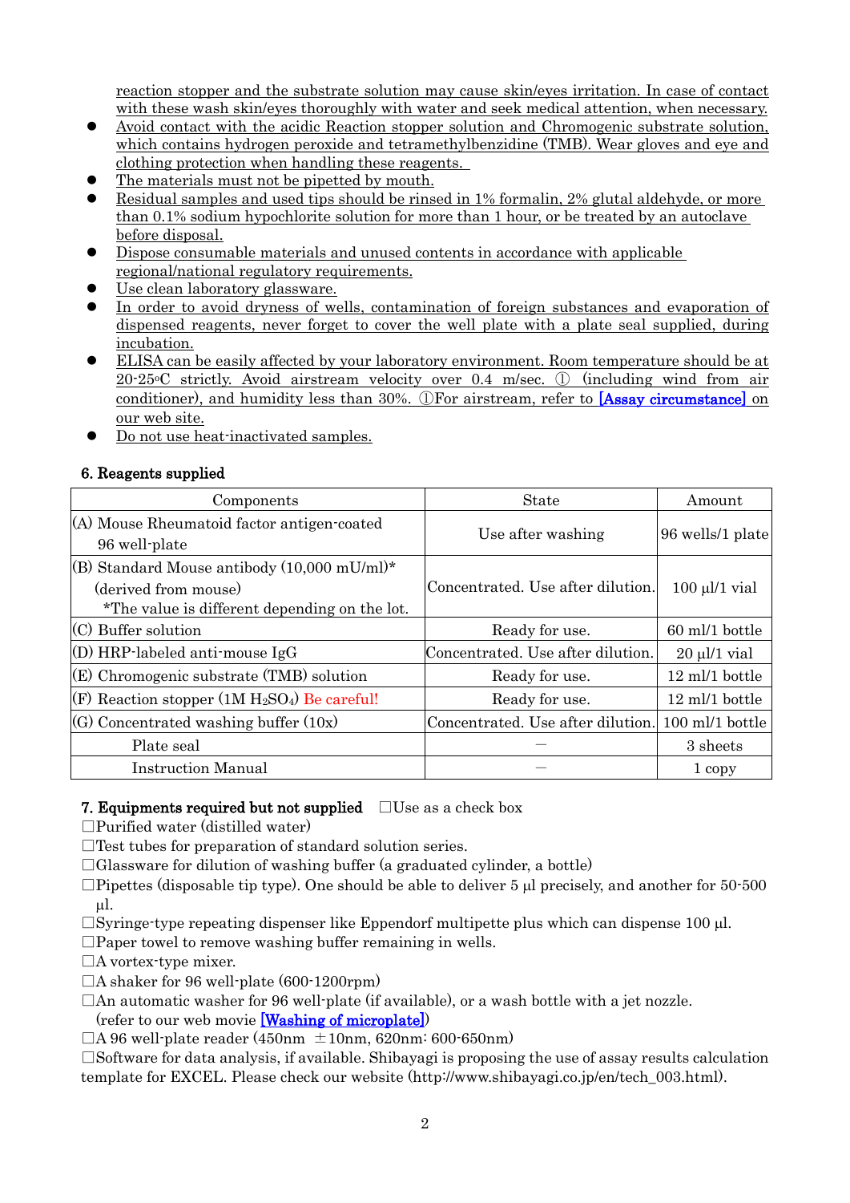reaction stopper and the substrate solution may cause skin/eyes irritation. In case of contact with these wash skin/eyes thoroughly with water and seek medical attention, when necessary.

- Avoid contact with the acidic Reaction stopper solution and Chromogenic substrate solution, which contains hydrogen peroxide and tetramethylbenzidine (TMB). Wear gloves and eye and clothing protection when handling these reagents.
- The materials must not be pipetted by mouth.
- Residual samples and used tips should be rinsed in 1% formalin, 2% glutal aldehyde, or more than 0.1% sodium hypochlorite solution for more than 1 hour, or be treated by an autoclave before disposal.
- Dispose consumable materials and unused contents in accordance with applicable regional/national regulatory requirements.
- Use clean laboratory glassware.
- In order to avoid dryness of wells, contamination of foreign substances and evaporation of dispensed reagents, never forget to cover the well plate with a plate seal supplied, during incubation.
- ELISA can be easily affected by your laboratory environment. Room temperature should be at 20-25ºC strictly. Avoid airstream velocity over 0.4 m/sec. ① (including wind from air conditioner), and humidity less than 30%. ①For airstream, refer to [Assay circumstance] on our web site.
- Do not use heat-inactivated samples.

## 6. Reagents supplied

| Components | State | Amount |
|---|---|---|
| (A) Mouse Rheumatoid factor antigen-coated 96 well-plate | Use after washing | 96 wells/1 plate |
| (B) Standard Mouse antibody (10,000 mU/ml)* (derived from mouse) *The value is different depending on the lot. | Concentrated. Use after dilution. | 100 μl/1 vial |
| (C) Buffer solution | Ready for use. | 60 ml/1 bottle |
| (D) HRP-labeled anti-mouse IgG | Concentrated. Use after dilution. | 20 μl/1 vial |
| (E) Chromogenic substrate (TMB) solution | Ready for use. | 12 ml/1 bottle |
| (F) Reaction stopper (1M $H_2SO_4$) Be careful! | Ready for use. | 12 ml/1 bottle |
| (G) Concentrated washing buffer (10x) | Concentrated. Use after dilution. | 100 ml/1 bottle |
| Plate seal | — | 3 sheets |
| Instruction Manual | — | 1 copy |

## 7. Equipments required but not supplied ☐Use as a check box

☐Purified water (distilled water)
☐Test tubes for preparation of standard solution series.
☐Glassware for dilution of washing buffer (a graduated cylinder, a bottle)
☐Pipettes (disposable tip type). One should be able to deliver 5 μl precisely, and another for 50-500 μl.
☐Syringe-type repeating dispenser like Eppendorf multipette plus which can dispense 100 μl.
☐Paper towel to remove washing buffer remaining in wells.
☐A vortex-type mixer.
☐A shaker for 96 well-plate (600-1200rpm)
☐An automatic washer for 96 well-plate (if available), or a wash bottle with a jet nozzle. (refer to our web movie [Washing of microplate])
☐A 96 well-plate reader (450nm ±10nm, 620nm: 600-650nm)
☐Software for data analysis, if available. Shibayagi is proposing the use of assay results calculation template for EXCEL. Please check our website (http://www.shibayagi.co.jp/en/tech_003.html).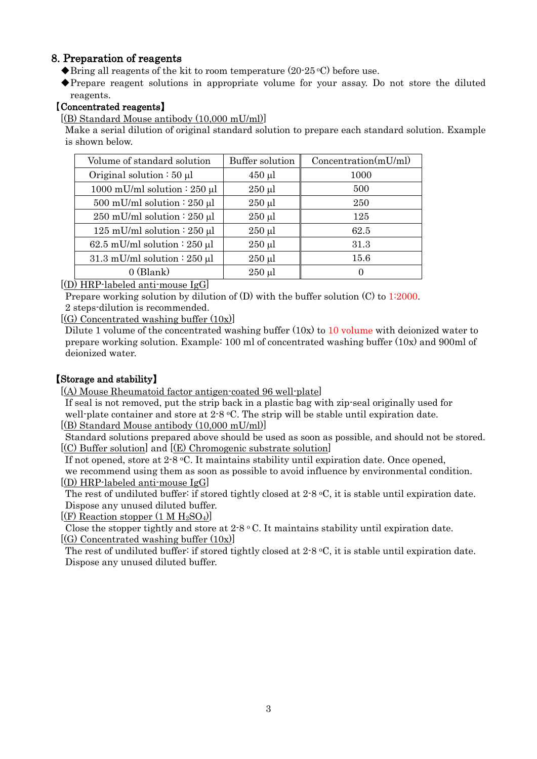## 8. Preparation of reagents

◆Bring all reagents of the kit to room temperature (20-25 °C) before use.

◆Prepare reagent solutions in appropriate volume for your assay. Do not store the diluted reagents.

**【Concentrated reagents】**

[(B) Standard Mouse antibody (10,000 mU/ml)]

Make a serial dilution of original standard solution to prepare each standard solution. Example is shown below.

| Volume of standard solution | Buffer solution | Concentration(mU/ml) |
|---|---|---|
| Original solution : 50 µl | 450 µl | 1000 |
| 1000 mU/ml solution : 250 µl | 250 µl | 500 |
| 500 mU/ml solution : 250 µl | 250 µl | 250 |
| 250 mU/ml solution : 250 µl | 250 µl | 125 |
| 125 mU/ml solution : 250 µl | 250 µl | 62.5 |
| 62.5 mU/ml solution : 250 µl | 250 µl | 31.3 |
| 31.3 mU/ml solution : 250 µl | 250 µl | 15.6 |
| 0 (Blank) | 250 µl | 0 |

[(D) HRP-labeled anti-mouse IgG]

Prepare working solution by dilution of (D) with the buffer solution (C) to 1:2000.
2 steps-dilution is recommended.

[(G) Concentrated washing buffer (10x)]

Dilute 1 volume of the concentrated washing buffer (10x) to 10 volume with deionized water to prepare working solution. Example: 100 ml of concentrated washing buffer (10x) and 900ml of deionized water.

**【Storage and stability】**

[(A) Mouse Rheumatoid factor antigen-coated 96 well-plate]

If seal is not removed, put the strip back in a plastic bag with zip-seal originally used for well-plate container and store at 2-8 °C. The strip will be stable until expiration date.

[(B) Standard Mouse antibody (10,000 mU/ml)]

Standard solutions prepared above should be used as soon as possible, and should not be stored.

[(C) Buffer solution] and [(E) Chromogenic substrate solution]

If not opened, store at 2-8 °C. It maintains stability until expiration date. Once opened, we recommend using them as soon as possible to avoid influence by environmental condition.

[(D) HRP-labeled anti-mouse IgG]

The rest of undiluted buffer: if stored tightly closed at 2-8 °C, it is stable until expiration date. Dispose any unused diluted buffer.

[(F) Reaction stopper (1 M $H_2SO_4$)]

Close the stopper tightly and store at 2-8 °C. It maintains stability until expiration date.

[(G) Concentrated washing buffer (10x)]

The rest of undiluted buffer: if stored tightly closed at 2-8 °C, it is stable until expiration date. Dispose any unused diluted buffer.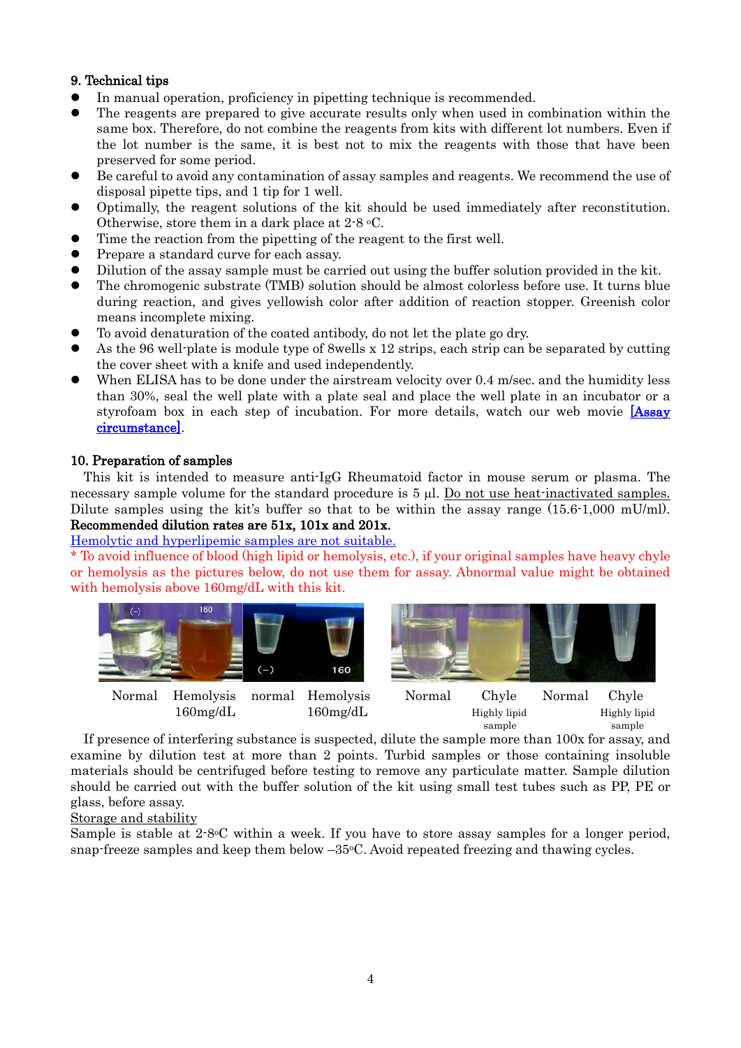## 9. Technical tips

- In manual operation, proficiency in pipetting technique is recommended.
- The reagents are prepared to give accurate results only when used in combination within the same box. Therefore, do not combine the reagents from kits with different lot numbers. Even if the lot number is the same, it is best not to mix the reagents with those that have been preserved for some period.
- Be careful to avoid any contamination of assay samples and reagents. We recommend the use of disposal pipette tips, and 1 tip for 1 well.
- Optimally, the reagent solutions of the kit should be used immediately after reconstitution. Otherwise, store them in a dark place at 2-8 ºC.
- Time the reaction from the pipetting of the reagent to the first well.
- Prepare a standard curve for each assay.
- Dilution of the assay sample must be carried out using the buffer solution provided in the kit.
- The chromogenic substrate (TMB) solution should be almost colorless before use. It turns blue during reaction, and gives yellowish color after addition of reaction stopper. Greenish color means incomplete mixing.
- To avoid denaturation of the coated antibody, do not let the plate go dry.
- As the 96 well-plate is module type of 8wells x 12 strips, each strip can be separated by cutting the cover sheet with a knife and used independently.
- When ELISA has to be done under the airstream velocity over 0.4 m/sec. and the humidity less than 30%, seal the well plate with a plate seal and place the well plate in an incubator or a styrofoam box in each step of incubation. For more details, watch our web movie [Assay circumstance].

## 10. Preparation of samples

This kit is intended to measure anti-IgG Rheumatoid factor in mouse serum or plasma. The necessary sample volume for the standard procedure is 5 μl. Do not use heat-inactivated samples. Dilute samples using the kit's buffer so that to be within the assay range (15.6-1,000 mU/ml). **Recommended dilution rates are 51x, 101x and 201x.**

Hemolytic and hyperlipemic samples are not suitable.

* To avoid influence of blood (high lipid or hemolysis, etc.), if your original samples have heavy chyle or hemolysis as the pictures below, do not use them for assay. Abnormal value might be obtained with hemolysis above 160mg/dL with this kit.

Normal | Hemolysis 160mg/dL | normal | Hemolysis 160mg/dL | Normal | Chyle Highly lipid sample | Normal | Chyle Highly lipid sample

If presence of interfering substance is suspected, dilute the sample more than 100x for assay, and examine by dilution test at more than 2 points. Turbid samples or those containing insoluble materials should be centrifuged before testing to remove any particulate matter. Sample dilution should be carried out with the buffer solution of the kit using small test tubes such as PP, PE or glass, before assay.

Storage and stability

Sample is stable at 2-8ºC within a week. If you have to store assay samples for a longer period, snap-freeze samples and keep them below –35ºC. Avoid repeated freezing and thawing cycles.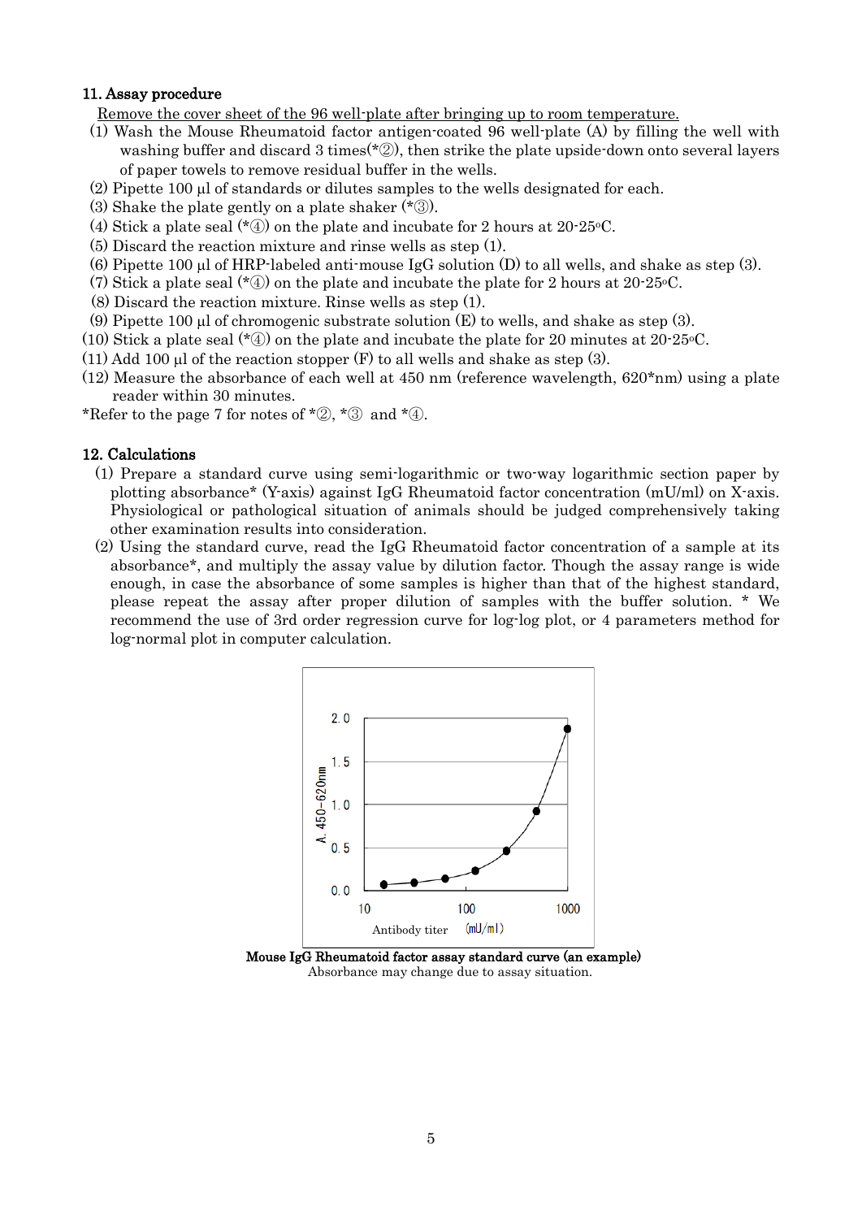## 11. Assay procedure

Remove the cover sheet of the 96 well-plate after bringing up to room temperature.

(1) Wash the Mouse Rheumatoid factor antigen-coated 96 well-plate (A) by filling the well with washing buffer and discard 3 times(*②), then strike the plate upside-down onto several layers of paper towels to remove residual buffer in the wells.
(2) Pipette 100 µl of standards or dilutes samples to the wells designated for each.
(3) Shake the plate gently on a plate shaker (*③).
(4) Stick a plate seal (*④) on the plate and incubate for 2 hours at 20-25°C.
(5) Discard the reaction mixture and rinse wells as step (1).
(6) Pipette 100 µl of HRP-labeled anti-mouse IgG solution (D) to all wells, and shake as step (3).
(7) Stick a plate seal (*④) on the plate and incubate the plate for 2 hours at 20-25°C.
(8) Discard the reaction mixture. Rinse wells as step (1).
(9) Pipette 100 µl of chromogenic substrate solution (E) to wells, and shake as step (3).
(10) Stick a plate seal (*④) on the plate and incubate the plate for 20 minutes at 20-25°C.
(11) Add 100 µl of the reaction stopper (F) to all wells and shake as step (3).
(12) Measure the absorbance of each well at 450 nm (reference wavelength, 620*nm) using a plate reader within 30 minutes.

*Refer to the page 7 for notes of *②, *③ and *④.

## 12. Calculations

(1) Prepare a standard curve using semi-logarithmic or two-way logarithmic section paper by plotting absorbance* (Y-axis) against IgG Rheumatoid factor concentration (mU/ml) on X-axis. Physiological or pathological situation of animals should be judged comprehensively taking other examination results into consideration.

(2) Using the standard curve, read the IgG Rheumatoid factor concentration of a sample at its absorbance*, and multiply the assay value by dilution factor. Though the assay range is wide enough, in case the absorbance of some samples is higher than that of the highest standard, please repeat the assay after proper dilution of samples with the buffer solution. * We recommend the use of 3rd order regression curve for log-log plot, or 4 parameters method for log-normal plot in computer calculation.

**Mouse IgG Rheumatoid factor assay standard curve (an example)**

Absorbance may change due to assay situation.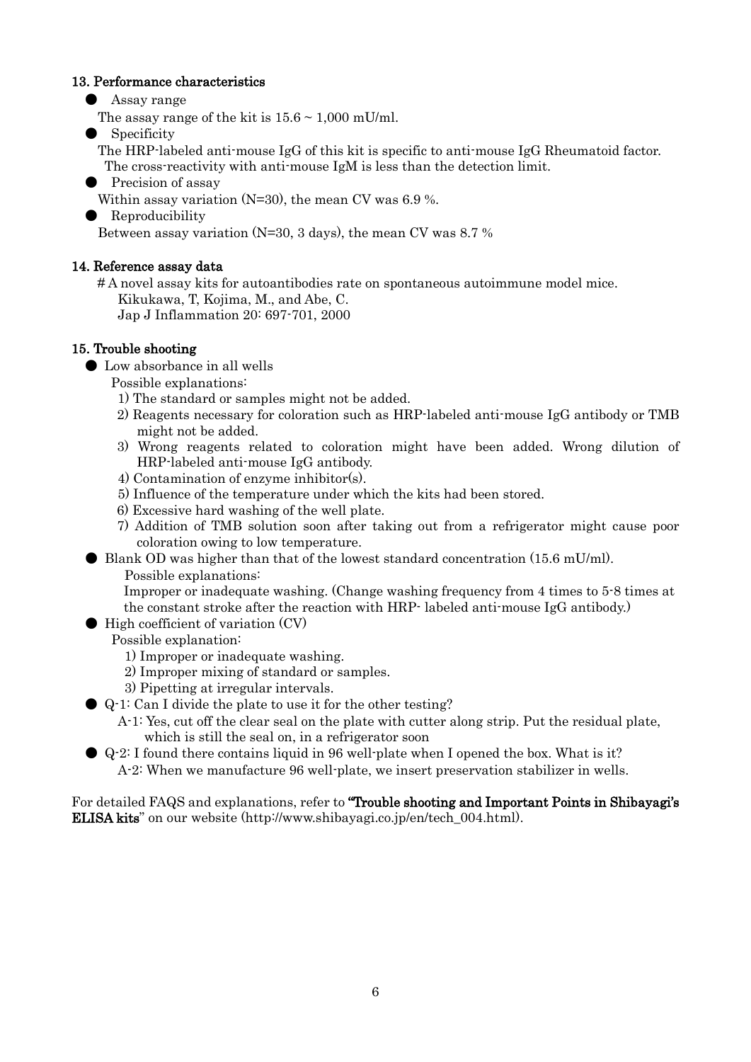### 13. Performance characteristics

- Assay range

  The assay range of the kit is 15.6 ~ 1,000 mU/ml.

- Specificity

  The HRP-labeled anti-mouse IgG of this kit is specific to anti-mouse IgG Rheumatoid factor. The cross-reactivity with anti-mouse IgM is less than the detection limit.

- Precision of assay

  Within assay variation (N=30), the mean CV was 6.9 %.

- Reproducibility

  Between assay variation (N=30, 3 days), the mean CV was 8.7 %

### 14. Reference assay data

# A novel assay kits for autoantibodies rate on spontaneous autoimmune model mice.
Kikukawa, T, Kojima, M., and Abe, C.
Jap J Inflammation 20: 697-701, 2000

### 15. Trouble shooting

- Low absorbance in all wells

  Possible explanations:

  1) The standard or samples might not be added.
  2) Reagents necessary for coloration such as HRP-labeled anti-mouse IgG antibody or TMB might not be added.
  3) Wrong reagents related to coloration might have been added. Wrong dilution of HRP-labeled anti-mouse IgG antibody.
  4) Contamination of enzyme inhibitor(s).
  5) Influence of the temperature under which the kits had been stored.
  6) Excessive hard washing of the well plate.
  7) Addition of TMB solution soon after taking out from a refrigerator might cause poor coloration owing to low temperature.

- Blank OD was higher than that of the lowest standard concentration (15.6 mU/ml).

  Possible explanations:

  Improper or inadequate washing. (Change washing frequency from 4 times to 5-8 times at the constant stroke after the reaction with HRP- labeled anti-mouse IgG antibody.)

- High coefficient of variation (CV)

  Possible explanation:

  1) Improper or inadequate washing.
  2) Improper mixing of standard or samples.
  3) Pipetting at irregular intervals.

- Q-1: Can I divide the plate to use it for the other testing?

  A-1: Yes, cut off the clear seal on the plate with cutter along strip. Put the residual plate, which is still the seal on, in a refrigerator soon

- Q-2: I found there contains liquid in 96 well-plate when I opened the box. What is it?

  A-2: When we manufacture 96 well-plate, we insert preservation stabilizer in wells.

For detailed FAQS and explanations, refer to **"Trouble shooting and Important Points in Shibayagi's ELISA kits"** on our website (http://www.shibayagi.co.jp/en/tech_004.html).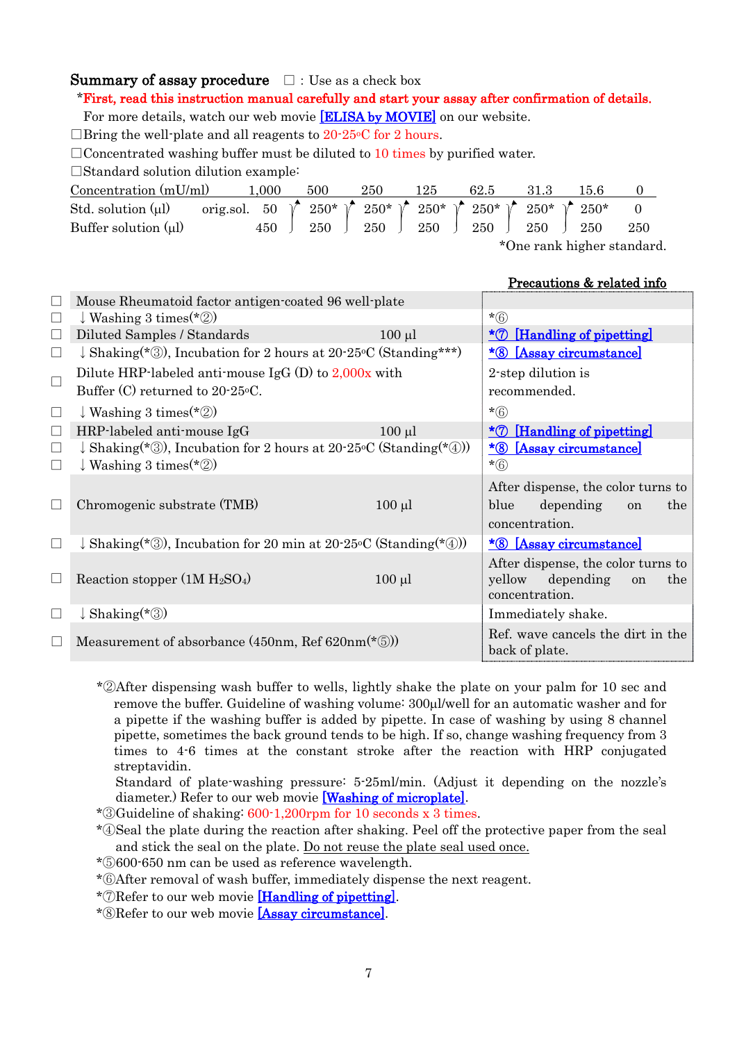## Summary of assay procedure

☐ : Use as a check box

*First, read this instruction manual carefully and start your assay after confirmation of details.

For more details, watch our web movie [ELISA by MOVIE] on our website.

☐Bring the well-plate and all reagents to 20-25°C for 2 hours.

☐Concentrated washing buffer must be diluted to 10 times by purified water.

☐Standard solution dilution example:

| Concentration (mU/ml) | | 1,000 | 500 | 250 | 125 | 62.5 | 31.3 | 15.6 | 0 |
|---|---|---|---|---|---|---|---|---|---|
| Std. solution (μl) | orig.sol. | 50 | 250* | 250* | 250* | 250* | 250* | 250* | 0 |
| Buffer solution (μl) | | 450 | 250 | 250 | 250 | 250 | 250 | 250 | 250 |

*One rank higher standard.

| ☐ | Procedure | Volume | Precautions & related info |
|---|---|---|---|
| ☐ | Mouse Rheumatoid factor antigen-coated 96 well-plate | | |
| ☐ | ↓ Washing 3 times(*②) | | *⑥ |
| ☐ | Diluted Samples / Standards | 100 μl | *⑦ [Handling of pipetting] |
| ☐ | ↓ Shaking(*③), Incubation for 2 hours at 20-25°C (Standing***) | | *⑧ [Assay circumstance] |
| ☐ | Dilute HRP-labeled anti-mouse IgG (D) to 2,000x with Buffer (C) returned to 20-25°C. | | 2-step dilution is recommended. |
| ☐ | ↓ Washing 3 times(*②) | | *⑥ |
| ☐ | HRP-labeled anti-mouse IgG | 100 μl | *⑦ [Handling of pipetting] |
| ☐ | ↓ Shaking(*③), Incubation for 2 hours at 20-25°C (Standing(*④)) | | *⑧ [Assay circumstance] |
| ☐ | ↓ Washing 3 times(*②) | | *⑥ |
| ☐ | Chromogenic substrate (TMB) | 100 μl | After dispense, the color turns to blue depending on the concentration. |
| ☐ | ↓ Shaking(*③), Incubation for 20 min at 20-25°C (Standing(*④)) | | *⑧ [Assay circumstance] |
| ☐ | Reaction stopper (1M $H_2SO_4$) | 100 μl | After dispense, the color turns to yellow depending on the concentration. |
| ☐ | ↓ Shaking(*③) | | Immediately shake. |
| ☐ | Measurement of absorbance (450nm, Ref 620nm(*⑤)) | | Ref. wave cancels the dirt in the back of plate. |

*②After dispensing wash buffer to wells, lightly shake the plate on your palm for 10 sec and remove the buffer. Guideline of washing volume: 300μl/well for an automatic washer and for a pipette if the washing buffer is added by pipette. In case of washing by using 8 channel pipette, sometimes the back ground tends to be high. If so, change washing frequency from 3 times to 4-6 times at the constant stroke after the reaction with HRP conjugated streptavidin.
Standard of plate-washing pressure: 5-25ml/min. (Adjust it depending on the nozzle's diameter.) Refer to our web movie [Washing of microplate].

*③Guideline of shaking: 600-1,200rpm for 10 seconds x 3 times.

*④Seal the plate during the reaction after shaking. Peel off the protective paper from the seal and stick the seal on the plate. Do not reuse the plate seal used once.

*⑤600-650 nm can be used as reference wavelength.

*⑥After removal of wash buffer, immediately dispense the next reagent.

*⑦Refer to our web movie [Handling of pipetting].

*⑧Refer to our web movie [Assay circumstance].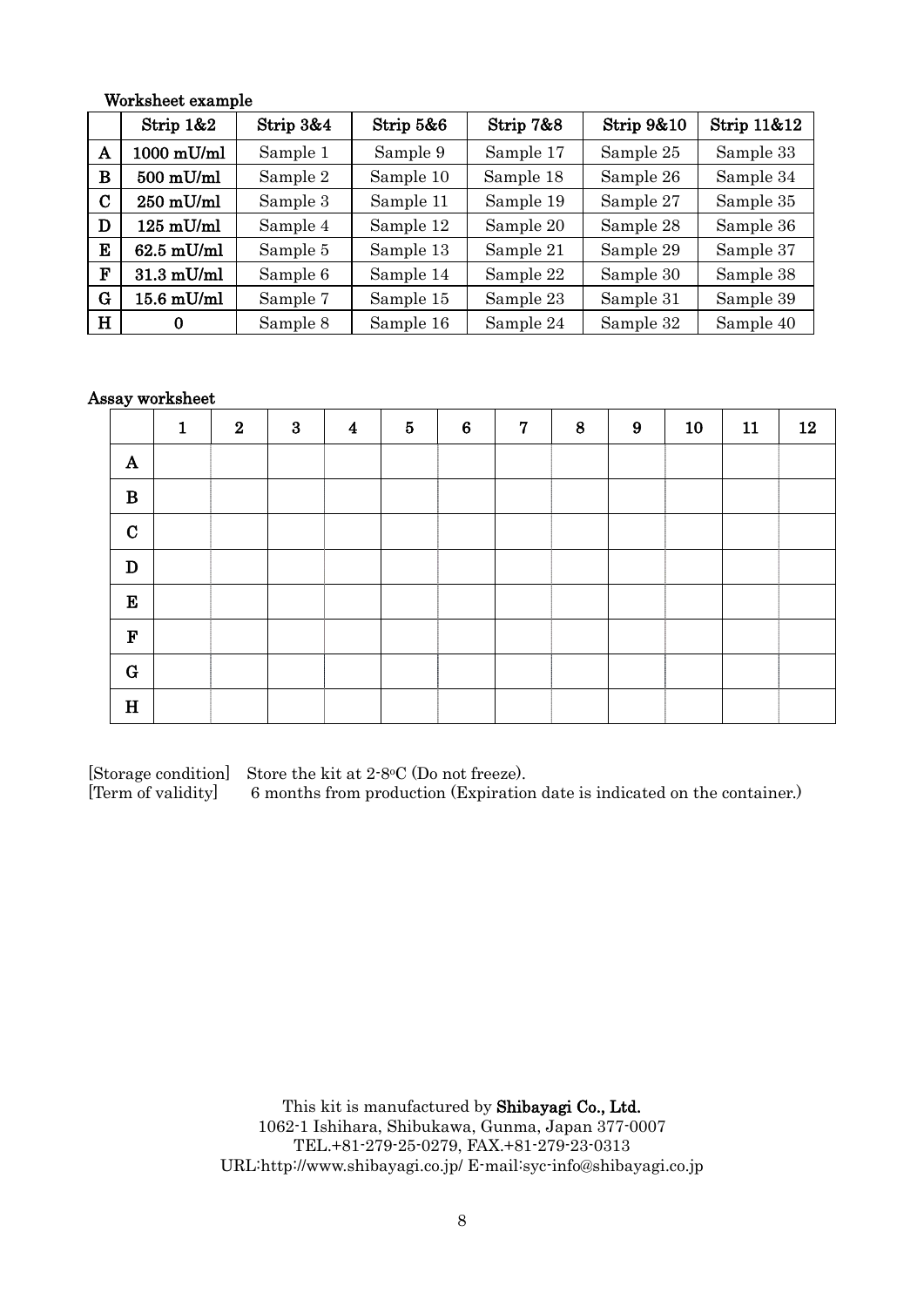**Worksheet example**

| | Strip 1&2 | Strip 3&4 | Strip 5&6 | Strip 7&8 | Strip 9&10 | Strip 11&12 |
|---|---|---|---|---|---|---|
| **A** | **1000 mU/ml** | Sample 1 | Sample 9 | Sample 17 | Sample 25 | Sample 33 |
| **B** | **500 mU/ml** | Sample 2 | Sample 10 | Sample 18 | Sample 26 | Sample 34 |
| **C** | **250 mU/ml** | Sample 3 | Sample 11 | Sample 19 | Sample 27 | Sample 35 |
| **D** | **125 mU/ml** | Sample 4 | Sample 12 | Sample 20 | Sample 28 | Sample 36 |
| **E** | **62.5 mU/ml** | Sample 5 | Sample 13 | Sample 21 | Sample 29 | Sample 37 |
| **F** | **31.3 mU/ml** | Sample 6 | Sample 14 | Sample 22 | Sample 30 | Sample 38 |
| **G** | **15.6 mU/ml** | Sample 7 | Sample 15 | Sample 23 | Sample 31 | Sample 39 |
| **H** | **0** | Sample 8 | Sample 16 | Sample 24 | Sample 32 | Sample 40 |

**Assay worksheet**

| | 1 | 2 | 3 | 4 | 5 | 6 | 7 | 8 | 9 | 10 | 11 | 12 |
|---|---|---|---|---|---|---|---|---|---|---|---|---|
| **A** | | | | | | | | | | | | |
| **B** | | | | | | | | | | | | |
| **C** | | | | | | | | | | | | |
| **D** | | | | | | | | | | | | |
| **E** | | | | | | | | | | | | |
| **F** | | | | | | | | | | | | |
| **G** | | | | | | | | | | | | |
| **H** | | | | | | | | | | | | |

[Storage condition] Store the kit at 2-8$^{o}$C (Do not freeze).
[Term of validity] 6 months from production (Expiration date is indicated on the container.)

This kit is manufactured by **Shibayagi Co., Ltd.**
1062-1 Ishihara, Shibukawa, Gunma, Japan 377-0007
TEL.+81-279-25-0279, FAX.+81-279-23-0313
URL:http://www.shibayagi.co.jp/ E-mail:syc-info@shibayagi.co.jp